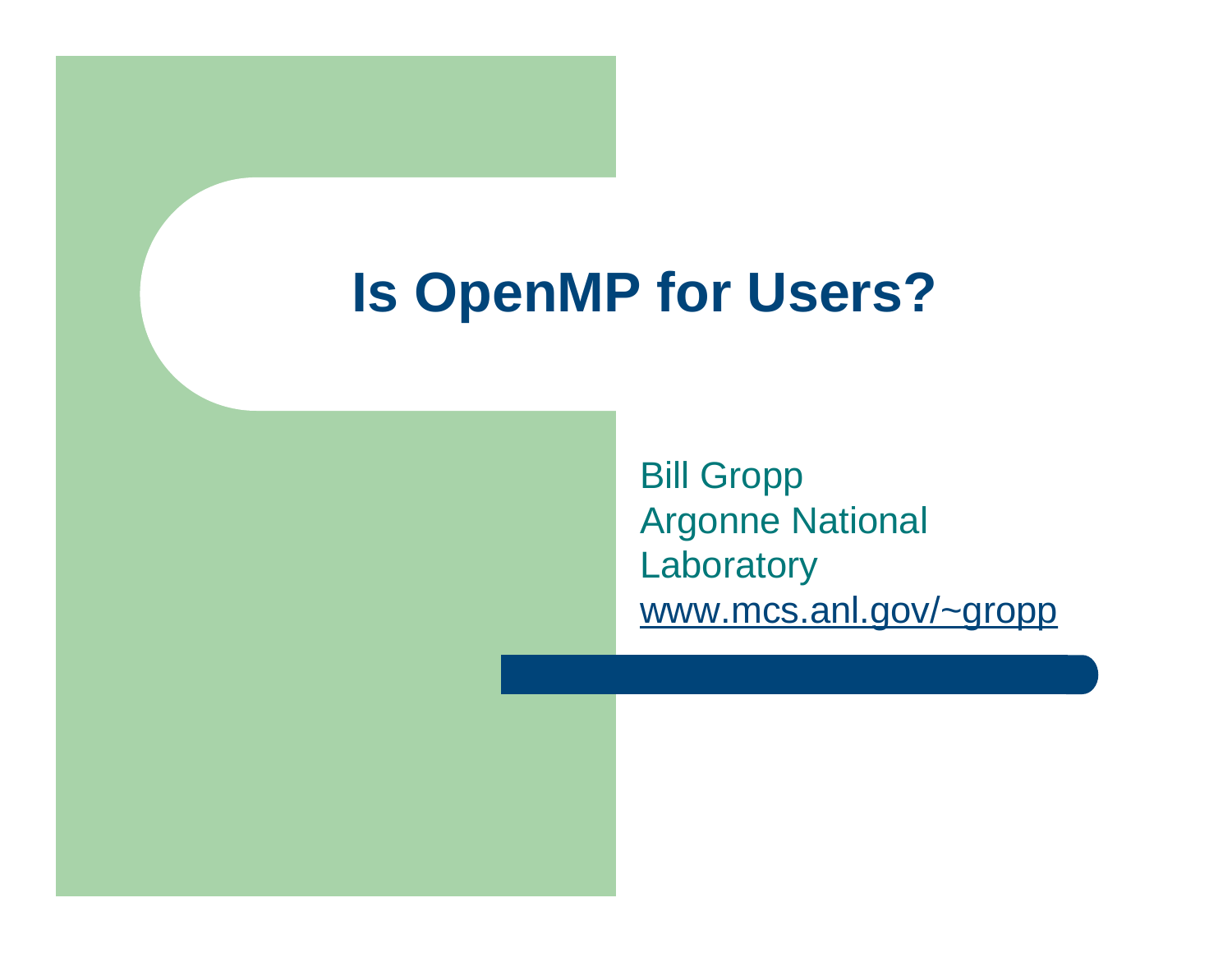# Is OpenMP for Users?

Bill Gropp
Argonne National Laboratory
www.mcs.anl.gov/~gropp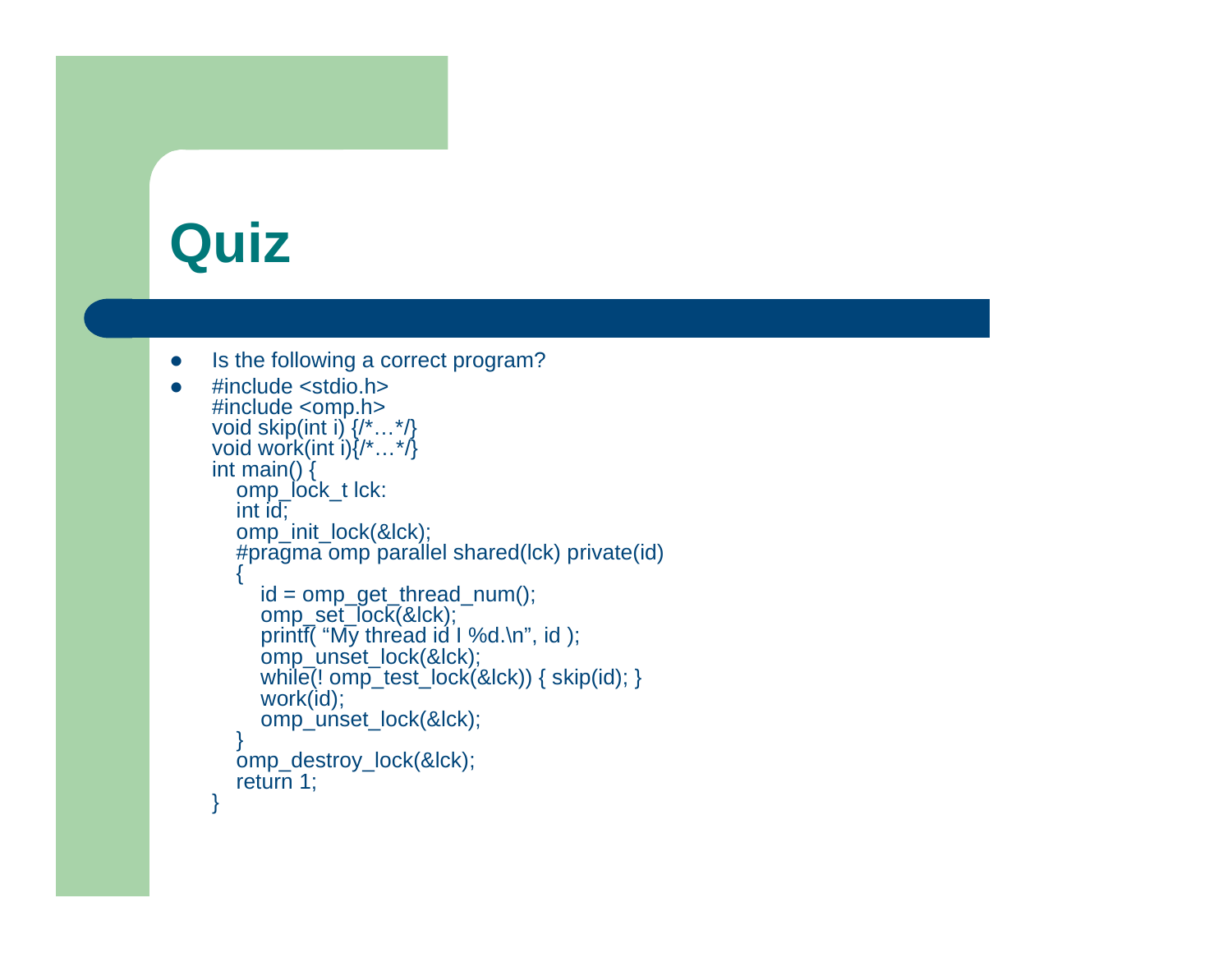# Quiz

- Is the following a correct program?
- ```
  #include <stdio.h>
  #include <omp.h>
  void skip(int i) {/*…*/}
  void work(int i){/*…*/}
  int main() {
      omp_lock_t lck:
      int id;
      omp_init_lock(&lck);
      #pragma omp parallel shared(lck) private(id)
      {
          id = omp_get_thread_num();
          omp_set_lock(&lck);
          printf( “My thread id I %d.\n”, id );
          omp_unset_lock(&lck);
          while(! omp_test_lock(&lck)) { skip(id); }
          work(id);
          omp_unset_lock(&lck);
      }
      omp_destroy_lock(&lck);
      return 1;
  }
  ```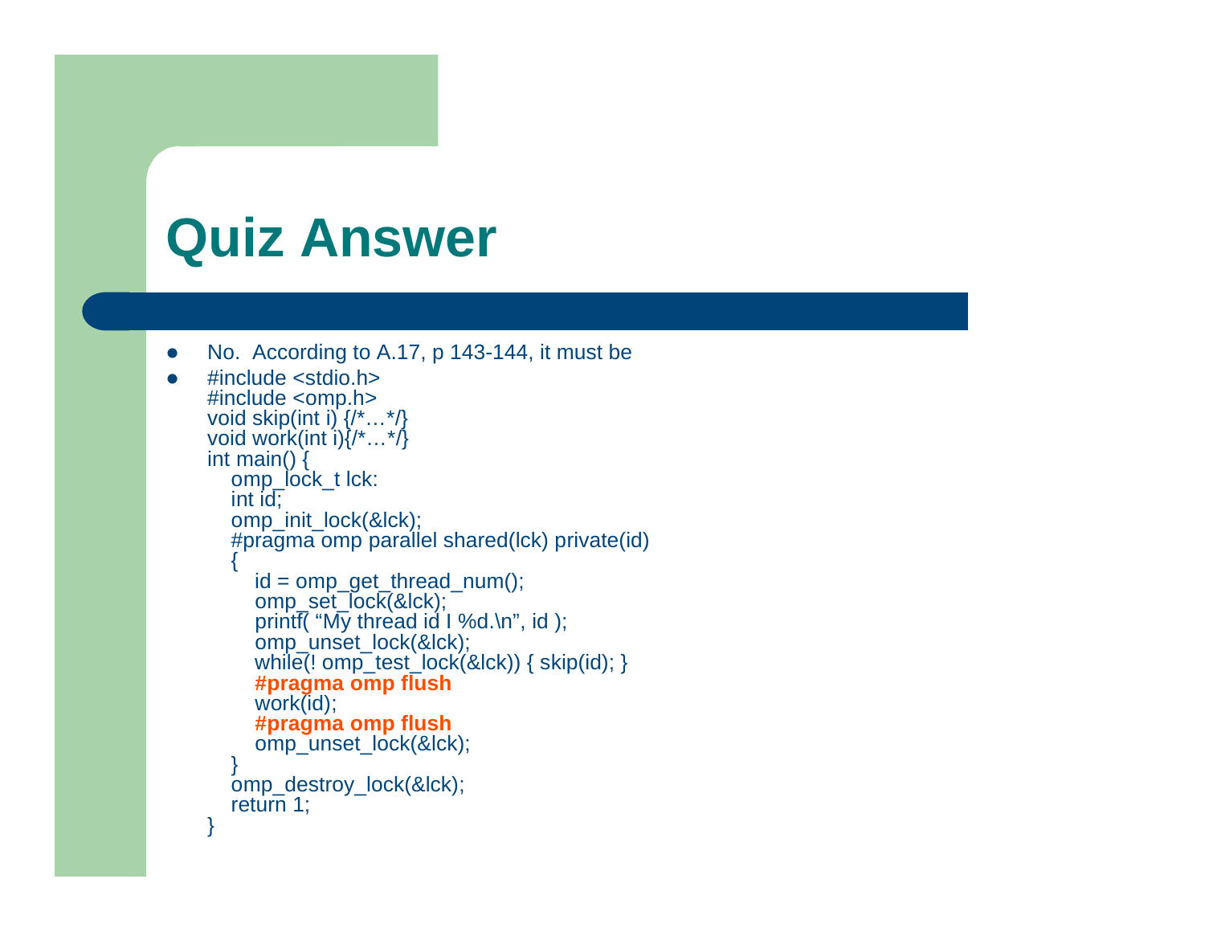# Quiz Answer

- No. According to A.17, p 143-144, it must be
- 

```
#include <stdio.h>
#include <omp.h>
void skip(int i) {/*…*/}
void work(int i){/*…*/}
int main() {
    omp_lock_t lck:
    int id;
    omp_init_lock(&lck);
    #pragma omp parallel shared(lck) private(id)
    {
        id = omp_get_thread_num();
        omp_set_lock(&lck);
        printf( “My thread id I %d.\n”, id );
        omp_unset_lock(&lck);
        while(! omp_test_lock(&lck)) { skip(id); }
        #pragma omp flush
        work(id);
        #pragma omp flush
        omp_unset_lock(&lck);
    }
    omp_destroy_lock(&lck);
    return 1;
}
```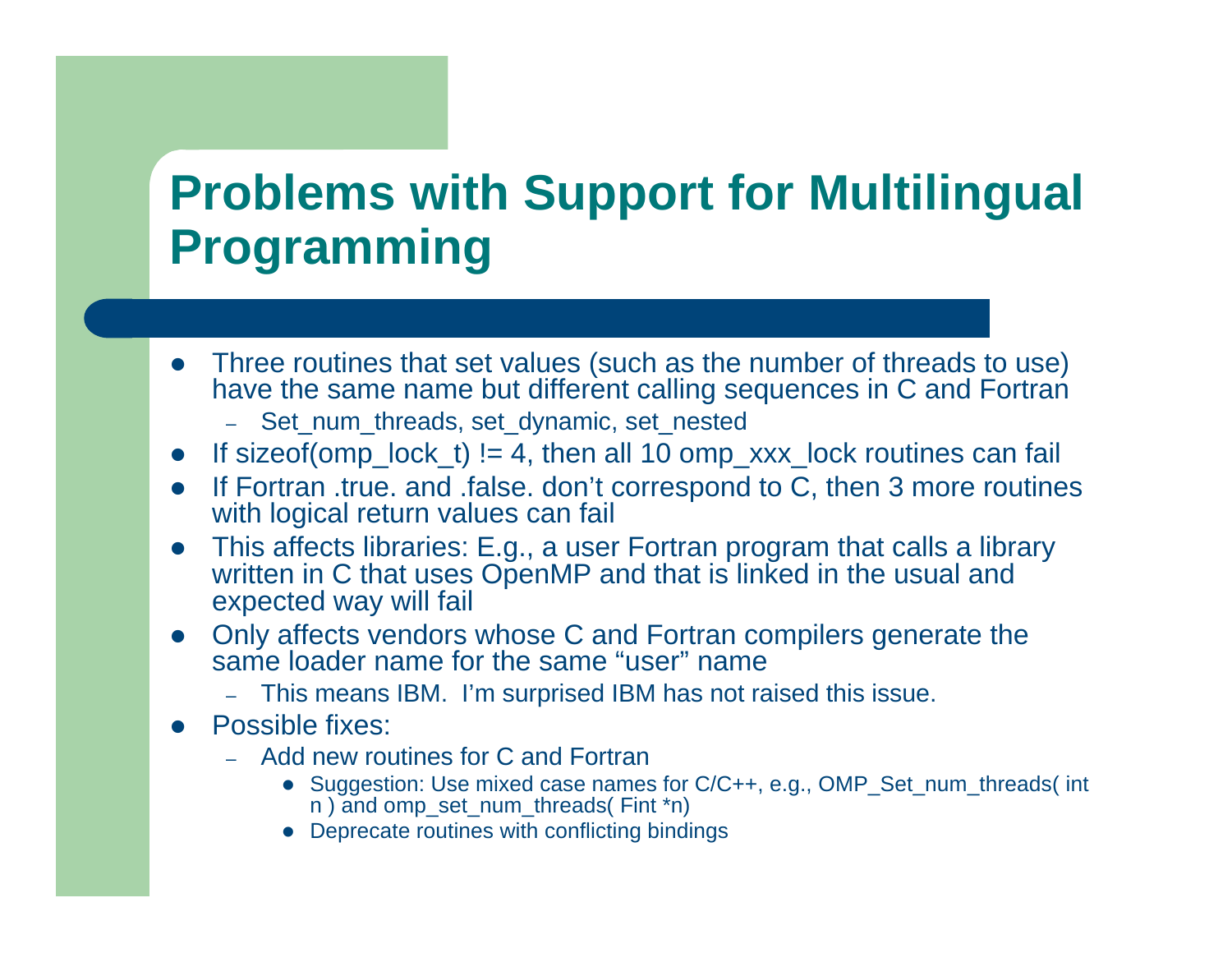# Problems with Support for Multilingual Programming

- Three routines that set values (such as the number of threads to use) have the same name but different calling sequences in C and Fortran
  - Set_num_threads, set_dynamic, set_nested
- If sizeof(omp_lock_t) != 4, then all 10 omp_xxx_lock routines can fail
- If Fortran .true. and .false. don't correspond to C, then 3 more routines with logical return values can fail
- This affects libraries: E.g., a user Fortran program that calls a library written in C that uses OpenMP and that is linked in the usual and expected way will fail
- Only affects vendors whose C and Fortran compilers generate the same loader name for the same "user" name
  - This means IBM. I'm surprised IBM has not raised this issue.
- Possible fixes:
  - Add new routines for C and Fortran
    - Suggestion: Use mixed case names for C/C++, e.g., OMP_Set_num_threads( int n ) and omp_set_num_threads( Fint *n)
    - Deprecate routines with conflicting bindings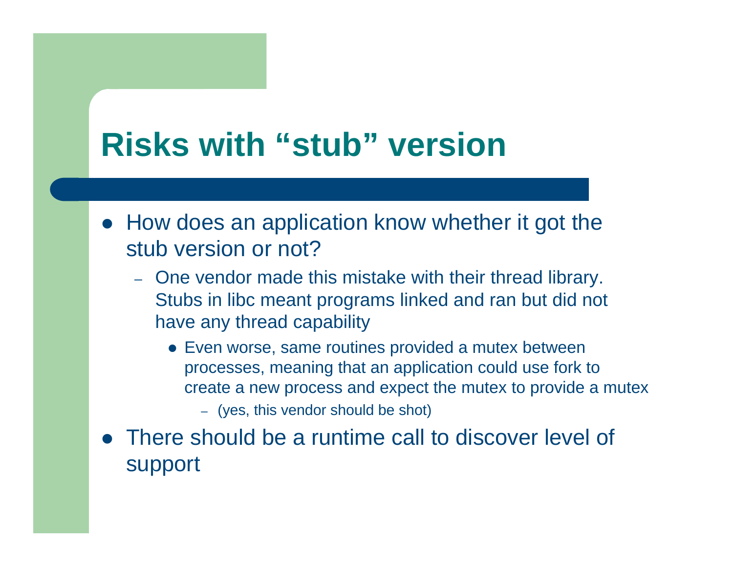# Risks with "stub" version

- How does an application know whether it got the stub version or not?
  - One vendor made this mistake with their thread library. Stubs in libc meant programs linked and ran but did not have any thread capability
    - Even worse, same routines provided a mutex between processes, meaning that an application could use fork to create a new process and expect the mutex to provide a mutex
      - (yes, this vendor should be shot)
- There should be a runtime call to discover level of support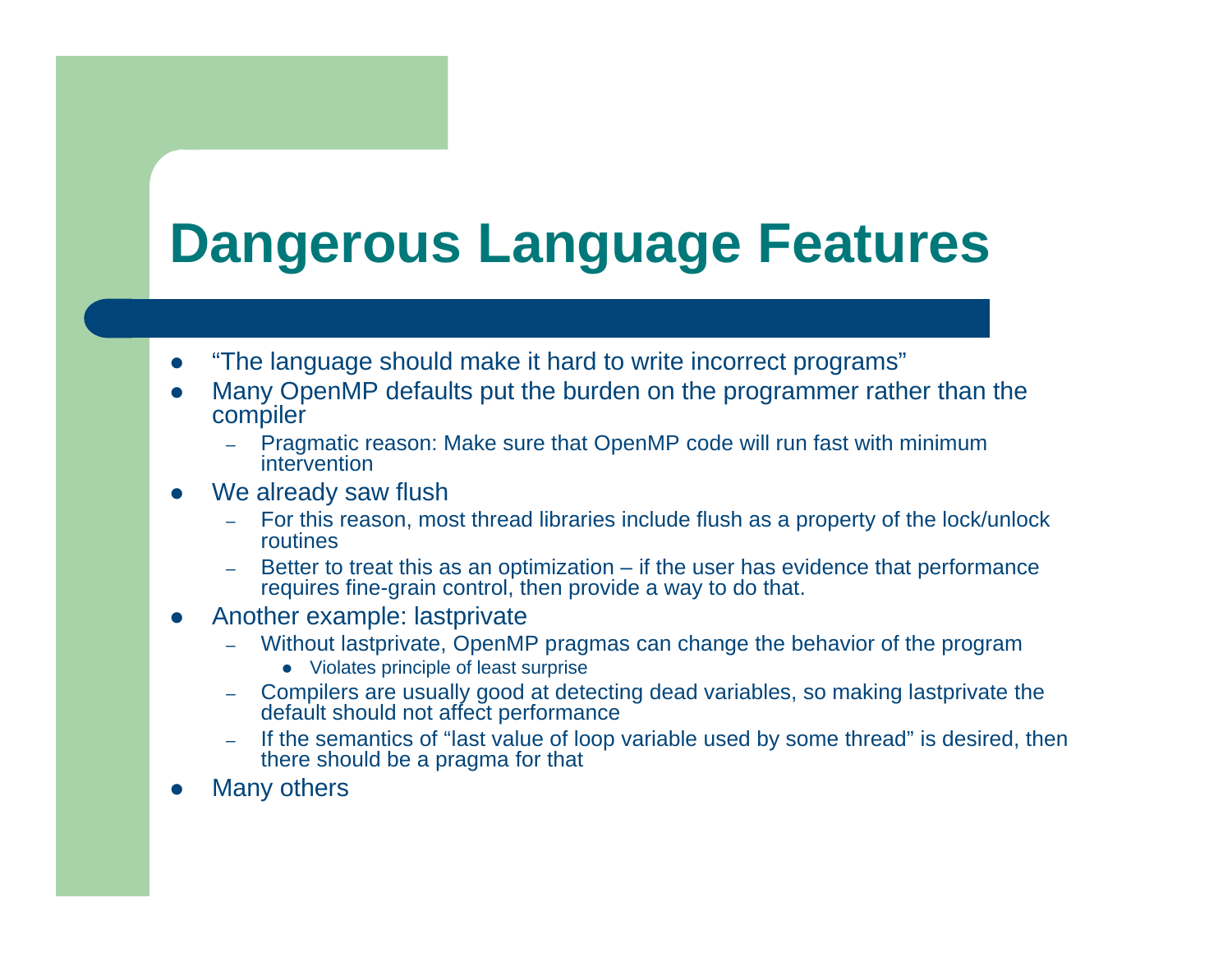# Dangerous Language Features

- "The language should make it hard to write incorrect programs"
- Many OpenMP defaults put the burden on the programmer rather than the compiler
  - Pragmatic reason: Make sure that OpenMP code will run fast with minimum intervention
- We already saw flush
  - For this reason, most thread libraries include flush as a property of the lock/unlock routines
  - Better to treat this as an optimization – if the user has evidence that performance requires fine-grain control, then provide a way to do that.
- Another example: lastprivate
  - Without lastprivate, OpenMP pragmas can change the behavior of the program
    - Violates principle of least surprise
  - Compilers are usually good at detecting dead variables, so making lastprivate the default should not affect performance
  - If the semantics of "last value of loop variable used by some thread" is desired, then there should be a pragma for that
- Many others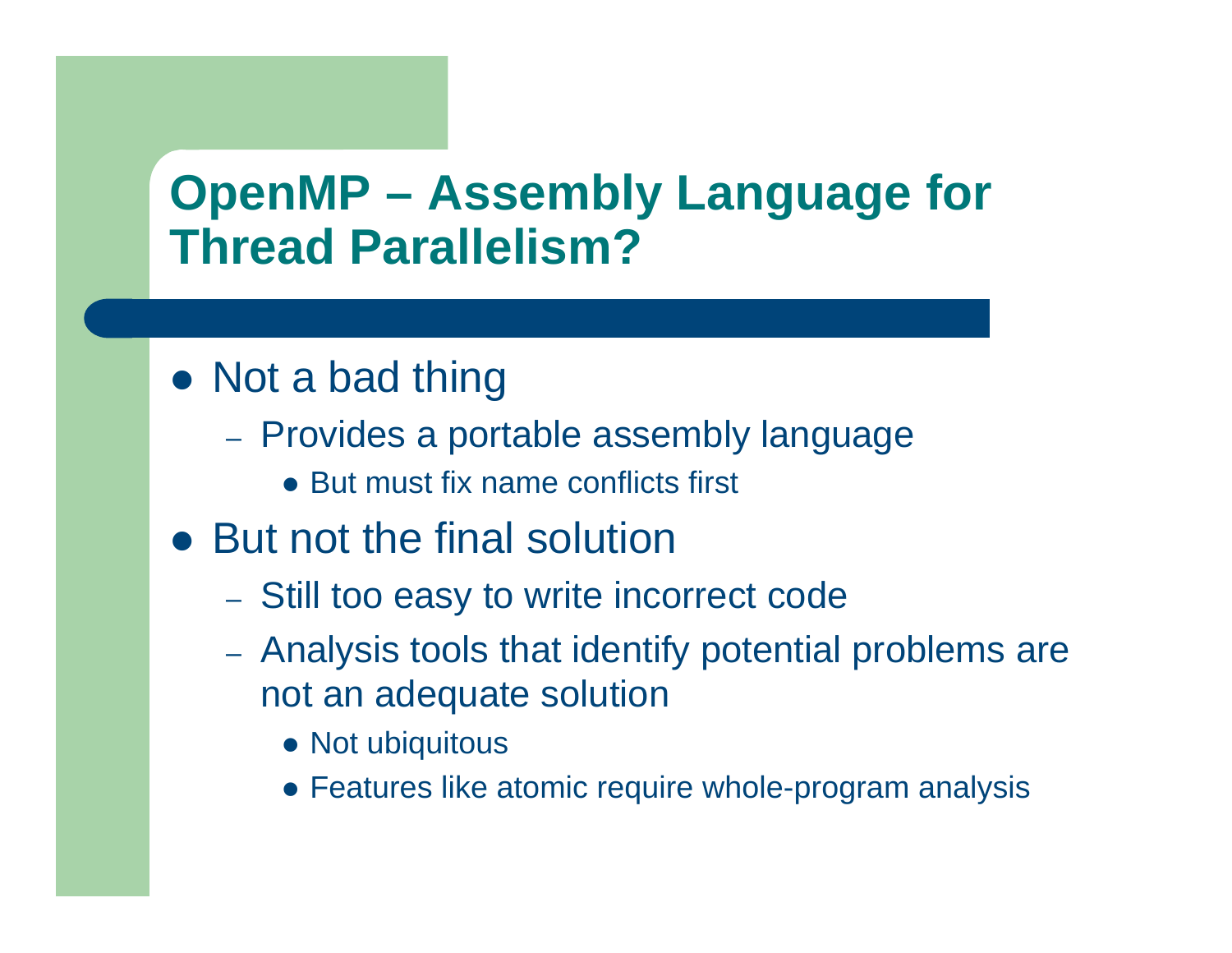# OpenMP – Assembly Language for Thread Parallelism?

- Not a bad thing
  - Provides a portable assembly language
    - But must fix name conflicts first
- But not the final solution
  - Still too easy to write incorrect code
  - Analysis tools that identify potential problems are not an adequate solution
    - Not ubiquitous
    - Features like atomic require whole-program analysis